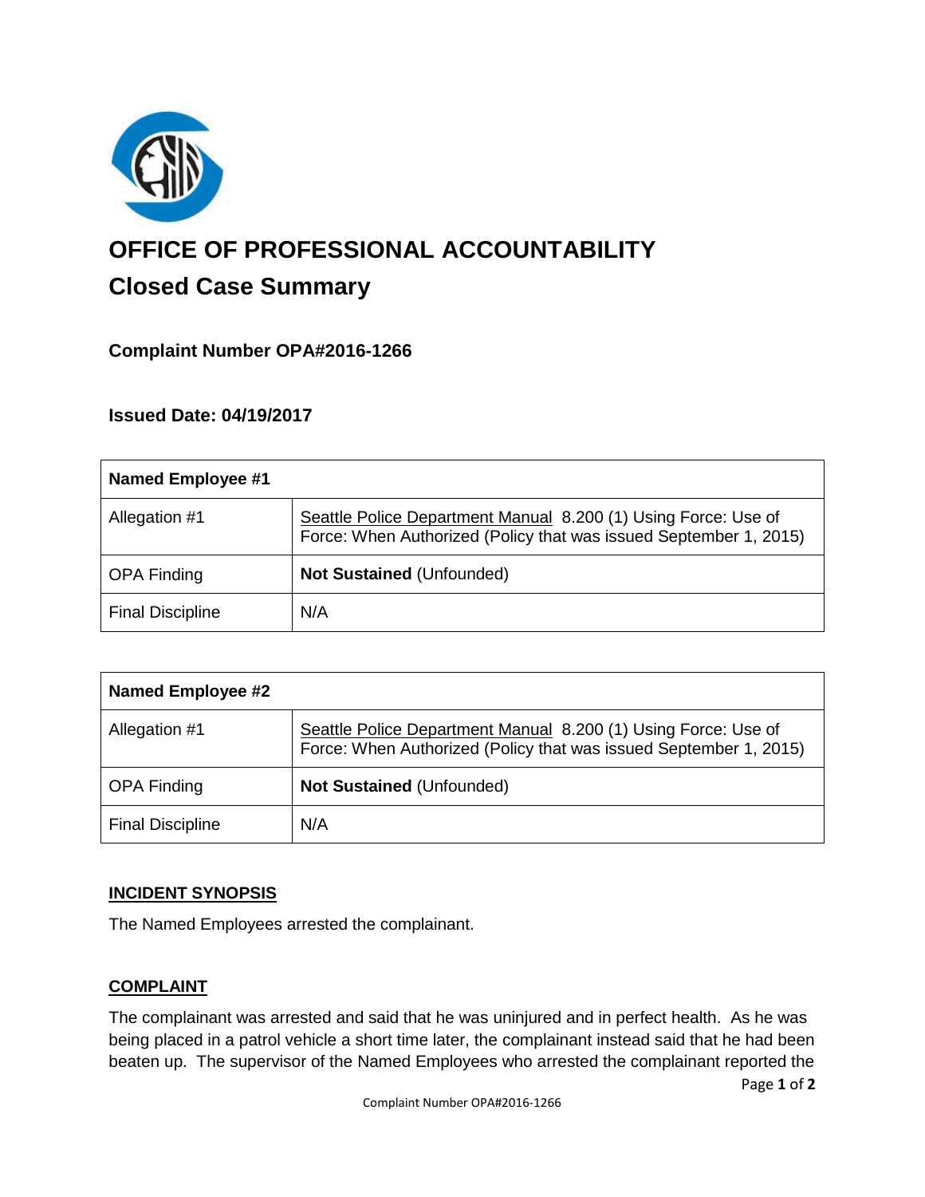# OFFICE OF PROFESSIONAL ACCOUNTABILITY

## Closed Case Summary

### Complaint Number OPA#2016-1266

### Issued Date: 04/19/2017

| **Named Employee #1** | |
|---|---|
| Allegation #1 | Seattle Police Department Manual 8.200 (1) Using Force: Use of Force: When Authorized (Policy that was issued September 1, 2015) |
| OPA Finding | **Not Sustained** (Unfounded) |
| Final Discipline | N/A |

| **Named Employee #2** | |
|---|---|
| Allegation #1 | Seattle Police Department Manual 8.200 (1) Using Force: Use of Force: When Authorized (Policy that was issued September 1, 2015) |
| OPA Finding | **Not Sustained** (Unfounded) |
| Final Discipline | N/A |

## INCIDENT SYNOPSIS

The Named Employees arrested the complainant.

## COMPLAINT

The complainant was arrested and said that he was uninjured and in perfect health. As he was being placed in a patrol vehicle a short time later, the complainant instead said that he had been beaten up. The supervisor of the Named Employees who arrested the complainant reported the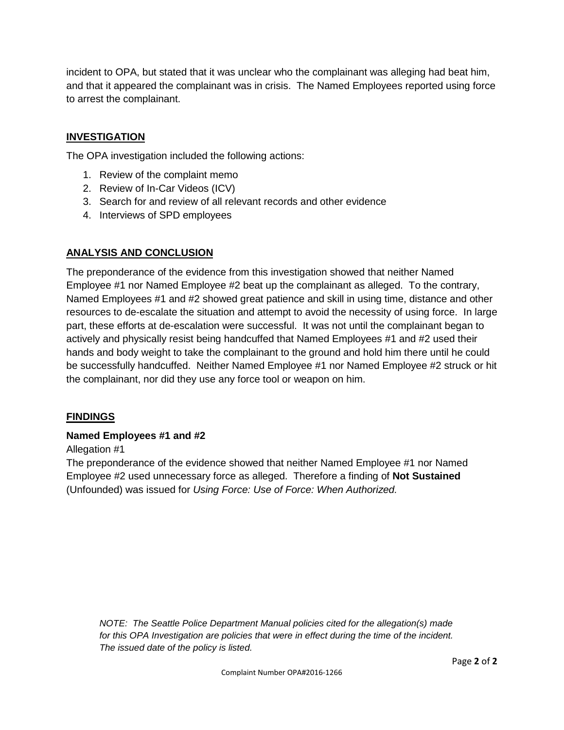incident to OPA, but stated that it was unclear who the complainant was alleging had beat him, and that it appeared the complainant was in crisis. The Named Employees reported using force to arrest the complainant.

## INVESTIGATION

The OPA investigation included the following actions:

1. Review of the complaint memo
2. Review of In-Car Videos (ICV)
3. Search for and review of all relevant records and other evidence
4. Interviews of SPD employees

## ANALYSIS AND CONCLUSION

The preponderance of the evidence from this investigation showed that neither Named Employee #1 nor Named Employee #2 beat up the complainant as alleged. To the contrary, Named Employees #1 and #2 showed great patience and skill in using time, distance and other resources to de-escalate the situation and attempt to avoid the necessity of using force. In large part, these efforts at de-escalation were successful. It was not until the complainant began to actively and physically resist being handcuffed that Named Employees #1 and #2 used their hands and body weight to take the complainant to the ground and hold him there until he could be successfully handcuffed. Neither Named Employee #1 nor Named Employee #2 struck or hit the complainant, nor did they use any force tool or weapon on him.

## FINDINGS

**Named Employees #1 and #2**

Allegation #1

The preponderance of the evidence showed that neither Named Employee #1 nor Named Employee #2 used unnecessary force as alleged. Therefore a finding of **Not Sustained** (Unfounded) was issued for *Using Force: Use of Force: When Authorized.*

*NOTE: The Seattle Police Department Manual policies cited for the allegation(s) made for this OPA Investigation are policies that were in effect during the time of the incident. The issued date of the policy is listed.*

Complaint Number OPA#2016-1266